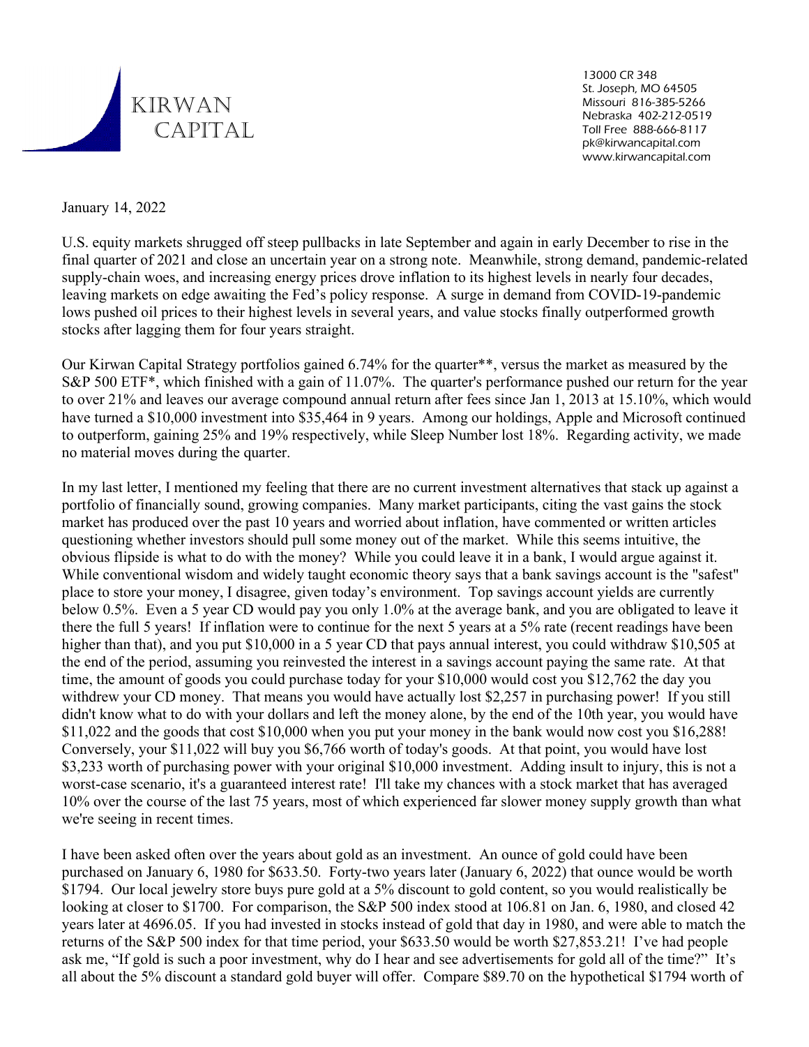KIRWAN CAPITAL

13000 CR 348
St. Joseph, MO 64505
Missouri 816-385-5266
Nebraska 402-212-0519
Toll Free 888-666-8117
pk@kirwancapital.com
www.kirwancapital.com

January 14, 2022

U.S. equity markets shrugged off steep pullbacks in late September and again in early December to rise in the final quarter of 2021 and close an uncertain year on a strong note. Meanwhile, strong demand, pandemic-related supply-chain woes, and increasing energy prices drove inflation to its highest levels in nearly four decades, leaving markets on edge awaiting the Fed's policy response. A surge in demand from COVID-19-pandemic lows pushed oil prices to their highest levels in several years, and value stocks finally outperformed growth stocks after lagging them for four years straight.

Our Kirwan Capital Strategy portfolios gained 6.74% for the quarter**, versus the market as measured by the S&P 500 ETF*, which finished with a gain of 11.07%. The quarter's performance pushed our return for the year to over 21% and leaves our average compound annual return after fees since Jan 1, 2013 at 15.10%, which would have turned a $10,000 investment into $35,464 in 9 years. Among our holdings, Apple and Microsoft continued to outperform, gaining 25% and 19% respectively, while Sleep Number lost 18%. Regarding activity, we made no material moves during the quarter.

In my last letter, I mentioned my feeling that there are no current investment alternatives that stack up against a portfolio of financially sound, growing companies. Many market participants, citing the vast gains the stock market has produced over the past 10 years and worried about inflation, have commented or written articles questioning whether investors should pull some money out of the market. While this seems intuitive, the obvious flipside is what to do with the money? While you could leave it in a bank, I would argue against it. While conventional wisdom and widely taught economic theory says that a bank savings account is the "safest" place to store your money, I disagree, given today's environment. Top savings account yields are currently below 0.5%. Even a 5 year CD would pay you only 1.0% at the average bank, and you are obligated to leave it there the full 5 years! If inflation were to continue for the next 5 years at a 5% rate (recent readings have been higher than that), and you put $10,000 in a 5 year CD that pays annual interest, you could withdraw $10,505 at the end of the period, assuming you reinvested the interest in a savings account paying the same rate. At that time, the amount of goods you could purchase today for your $10,000 would cost you $12,762 the day you withdrew your CD money. That means you would have actually lost $2,257 in purchasing power! If you still didn't know what to do with your dollars and left the money alone, by the end of the 10th year, you would have $11,022 and the goods that cost $10,000 when you put your money in the bank would now cost you $16,288! Conversely, your $11,022 will buy you $6,766 worth of today's goods. At that point, you would have lost $3,233 worth of purchasing power with your original $10,000 investment. Adding insult to injury, this is not a worst-case scenario, it's a guaranteed interest rate! I'll take my chances with a stock market that has averaged 10% over the course of the last 75 years, most of which experienced far slower money supply growth than what we're seeing in recent times.

I have been asked often over the years about gold as an investment. An ounce of gold could have been purchased on January 6, 1980 for $633.50. Forty-two years later (January 6, 2022) that ounce would be worth $1794. Our local jewelry store buys pure gold at a 5% discount to gold content, so you would realistically be looking at closer to $1700. For comparison, the S&P 500 index stood at 106.81 on Jan. 6, 1980, and closed 42 years later at 4696.05. If you had invested in stocks instead of gold that day in 1980, and were able to match the returns of the S&P 500 index for that time period, your $633.50 would be worth $27,853.21! I've had people ask me, "If gold is such a poor investment, why do I hear and see advertisements for gold all of the time?" It's all about the 5% discount a standard gold buyer will offer. Compare $89.70 on the hypothetical $1794 worth of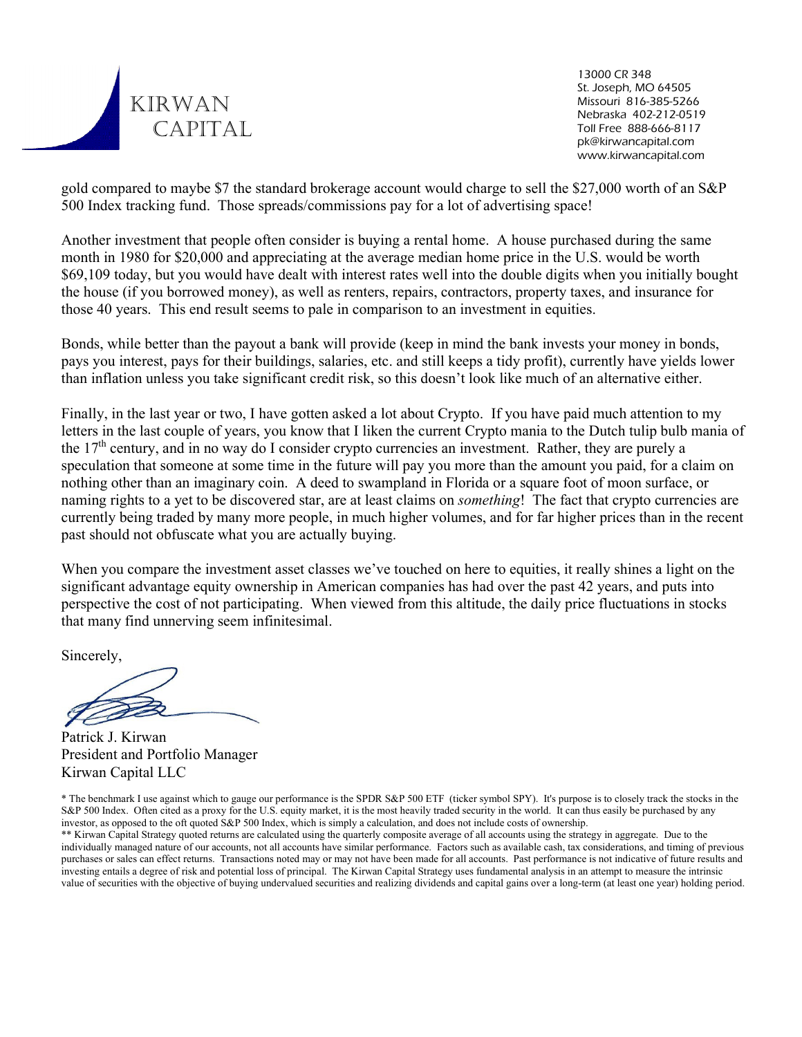gold compared to maybe $7 the standard brokerage account would charge to sell the $27,000 worth of an S&P 500 Index tracking fund. Those spreads/commissions pay for a lot of advertising space!

Another investment that people often consider is buying a rental home. A house purchased during the same month in 1980 for $20,000 and appreciating at the average median home price in the U.S. would be worth $69,109 today, but you would have dealt with interest rates well into the double digits when you initially bought the house (if you borrowed money), as well as renters, repairs, contractors, property taxes, and insurance for those 40 years. This end result seems to pale in comparison to an investment in equities.

Bonds, while better than the payout a bank will provide (keep in mind the bank invests your money in bonds, pays you interest, pays for their buildings, salaries, etc. and still keeps a tidy profit), currently have yields lower than inflation unless you take significant credit risk, so this doesn't look like much of an alternative either.

Finally, in the last year or two, I have gotten asked a lot about Crypto. If you have paid much attention to my letters in the last couple of years, you know that I liken the current Crypto mania to the Dutch tulip bulb mania of the 17th century, and in no way do I consider crypto currencies an investment. Rather, they are purely a speculation that someone at some time in the future will pay you more than the amount you paid, for a claim on nothing other than an imaginary coin. A deed to swampland in Florida or a square foot of moon surface, or naming rights to a yet to be discovered star, are at least claims on *something*! The fact that crypto currencies are currently being traded by many more people, in much higher volumes, and for far higher prices than in the recent past should not obfuscate what you are actually buying.

When you compare the investment asset classes we've touched on here to equities, it really shines a light on the significant advantage equity ownership in American companies has had over the past 42 years, and puts into perspective the cost of not participating. When viewed from this altitude, the daily price fluctuations in stocks that many find unnerving seem infinitesimal.

Sincerely,

Patrick J. Kirwan
President and Portfolio Manager
Kirwan Capital LLC

\* The benchmark I use against which to gauge our performance is the SPDR S&P 500 ETF (ticker symbol SPY). It's purpose is to closely track the stocks in the S&P 500 Index. Often cited as a proxy for the U.S. equity market, it is the most heavily traded security in the world. It can thus easily be purchased by any investor, as opposed to the oft quoted S&P 500 Index, which is simply a calculation, and does not include costs of ownership.

\** Kirwan Capital Strategy quoted returns are calculated using the quarterly composite average of all accounts using the strategy in aggregate. Due to the individually managed nature of our accounts, not all accounts have similar performance. Factors such as available cash, tax considerations, and timing of previous purchases or sales can effect returns. Transactions noted may or may not have been made for all accounts. Past performance is not indicative of future results and investing entails a degree of risk and potential loss of principal. The Kirwan Capital Strategy uses fundamental analysis in an attempt to measure the intrinsic value of securities with the objective of buying undervalued securities and realizing dividends and capital gains over a long-term (at least one year) holding period.